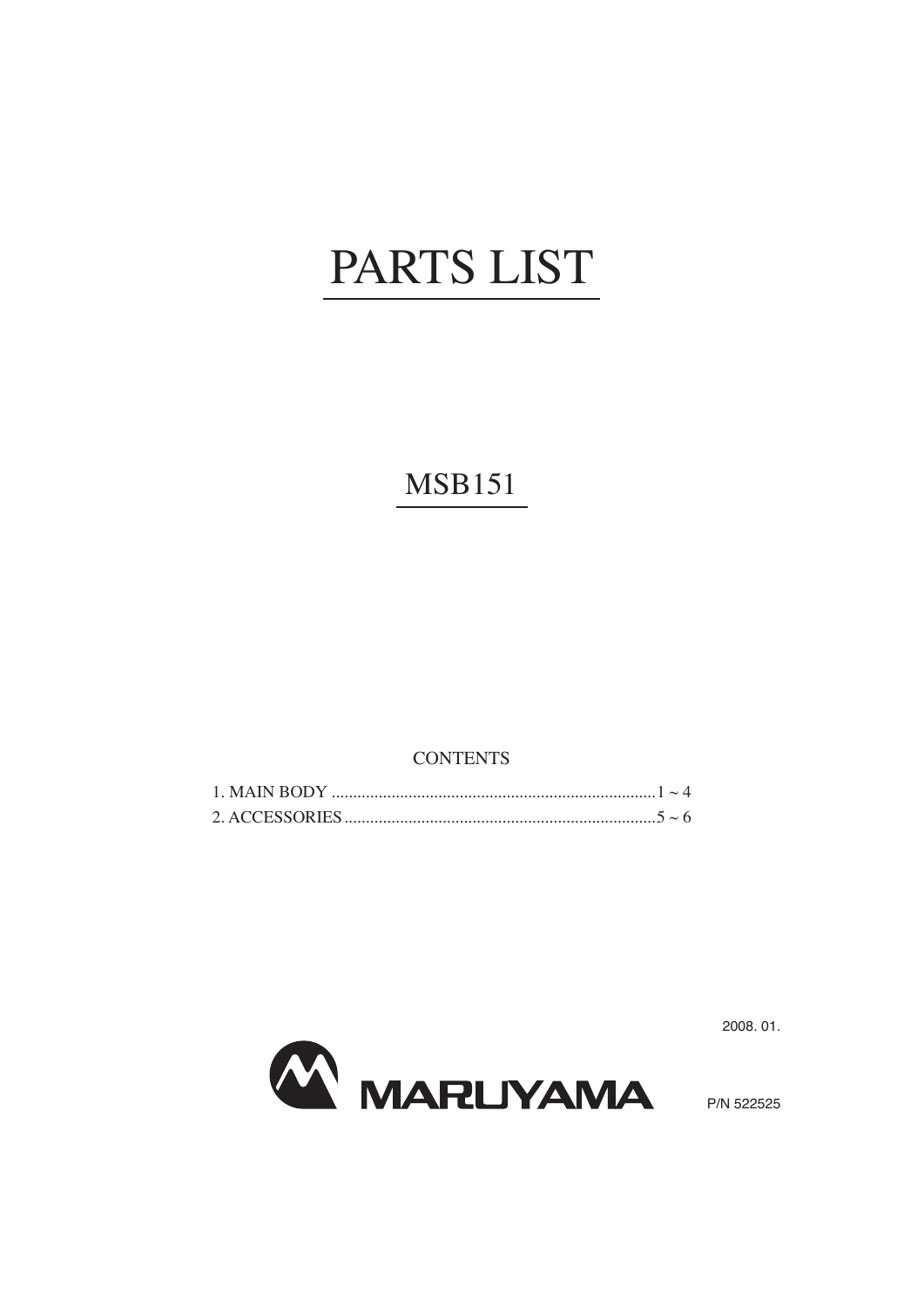# PARTS LIST

## MSB151

### CONTENTS

1. MAIN BODY ............................................................................1 ~ 4
2. ACCESSORIES ........................................................................5 ~ 6

2008. 01.

MARUYAMA

P/N 522525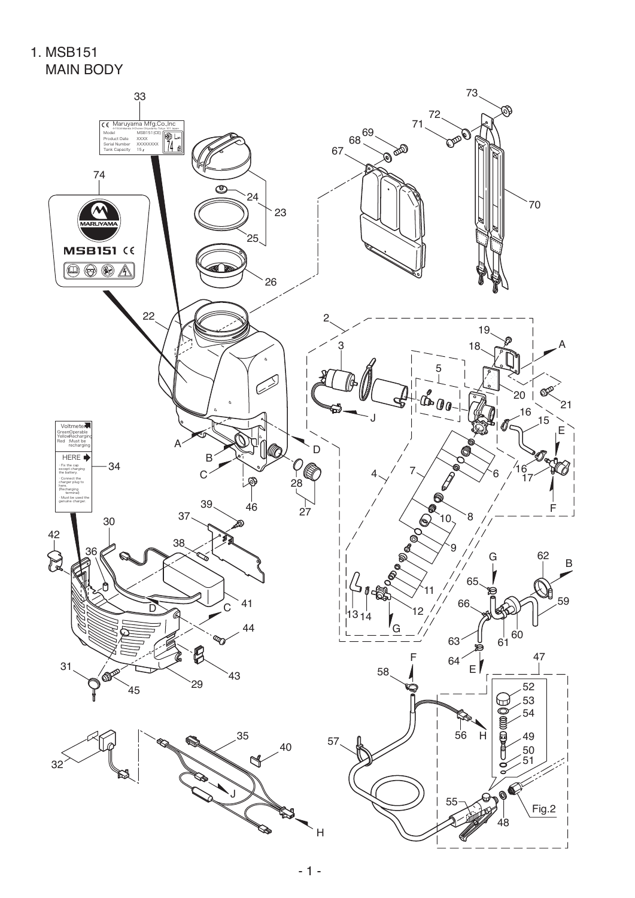# 1. MSB151

## MAIN BODY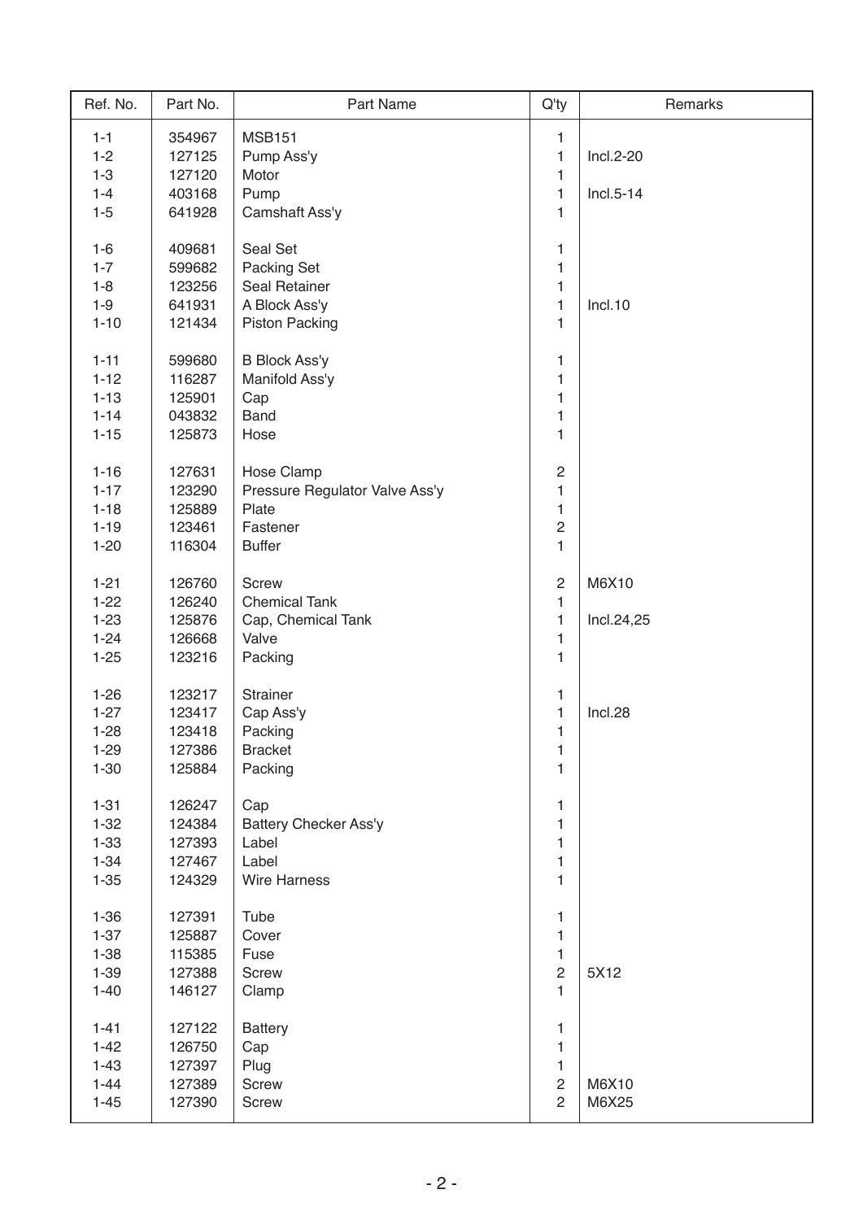| Ref. No. | Part No. | Part Name | Q'ty | Remarks |
|---|---|---|---|---|
| 1-1 | 354967 | MSB151 | 1 | |
| 1-2 | 127125 | Pump Ass'y | 1 | Incl.2-20 |
| 1-3 | 127120 | Motor | 1 | |
| 1-4 | 403168 | Pump | 1 | Incl.5-14 |
| 1-5 | 641928 | Camshaft Ass'y | 1 | |
| 1-6 | 409681 | Seal Set | 1 | |
| 1-7 | 599682 | Packing Set | 1 | |
| 1-8 | 123256 | Seal Retainer | 1 | |
| 1-9 | 641931 | A Block Ass'y | 1 | Incl.10 |
| 1-10 | 121434 | Piston Packing | 1 | |
| 1-11 | 599680 | B Block Ass'y | 1 | |
| 1-12 | 116287 | Manifold Ass'y | 1 | |
| 1-13 | 125901 | Cap | 1 | |
| 1-14 | 043832 | Band | 1 | |
| 1-15 | 125873 | Hose | 1 | |
| 1-16 | 127631 | Hose Clamp | 2 | |
| 1-17 | 123290 | Pressure Regulator Valve Ass'y | 1 | |
| 1-18 | 125889 | Plate | 1 | |
| 1-19 | 123461 | Fastener | 2 | |
| 1-20 | 116304 | Buffer | 1 | |
| 1-21 | 126760 | Screw | 2 | M6X10 |
| 1-22 | 126240 | Chemical Tank | 1 | |
| 1-23 | 125876 | Cap, Chemical Tank | 1 | Incl.24,25 |
| 1-24 | 126668 | Valve | 1 | |
| 1-25 | 123216 | Packing | 1 | |
| 1-26 | 123217 | Strainer | 1 | |
| 1-27 | 123417 | Cap Ass'y | 1 | Incl.28 |
| 1-28 | 123418 | Packing | 1 | |
| 1-29 | 127386 | Bracket | 1 | |
| 1-30 | 125884 | Packing | 1 | |
| 1-31 | 126247 | Cap | 1 | |
| 1-32 | 124384 | Battery Checker Ass'y | 1 | |
| 1-33 | 127393 | Label | 1 | |
| 1-34 | 127467 | Label | 1 | |
| 1-35 | 124329 | Wire Harness | 1 | |
| 1-36 | 127391 | Tube | 1 | |
| 1-37 | 125887 | Cover | 1 | |
| 1-38 | 115385 | Fuse | 1 | |
| 1-39 | 127388 | Screw | 2 | 5X12 |
| 1-40 | 146127 | Clamp | 1 | |
| 1-41 | 127122 | Battery | 1 | |
| 1-42 | 126750 | Cap | 1 | |
| 1-43 | 127397 | Plug | 1 | |
| 1-44 | 127389 | Screw | 2 | M6X10 |
| 1-45 | 127390 | Screw | 2 | M6X25 |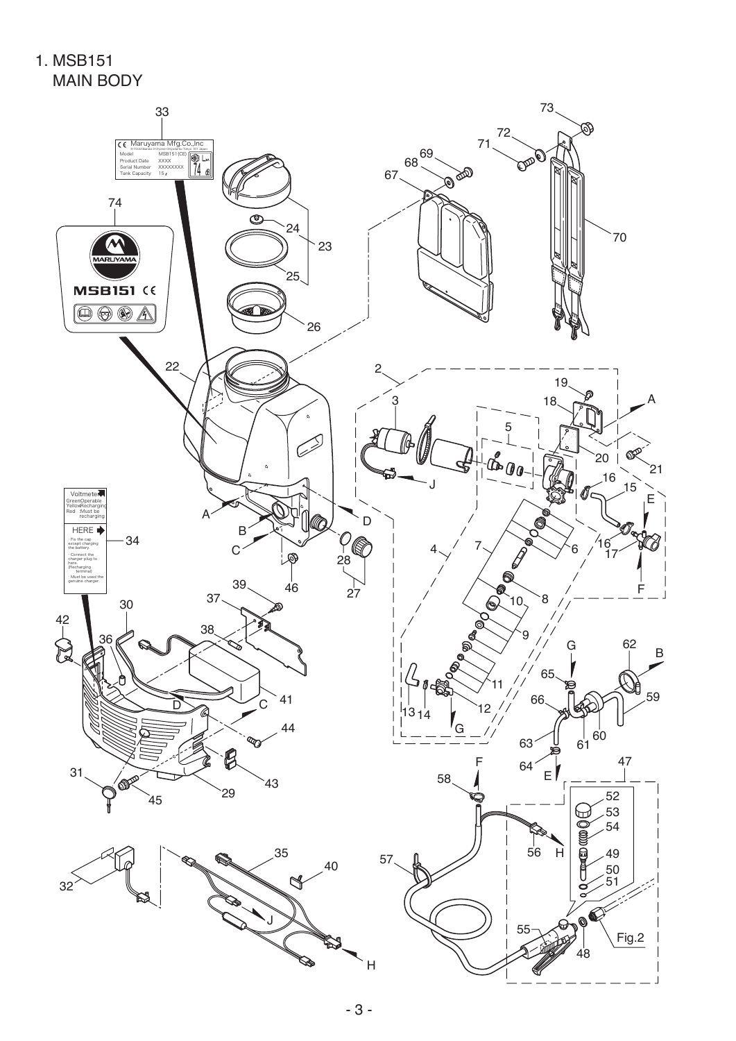# 1. MSB151

## MAIN BODY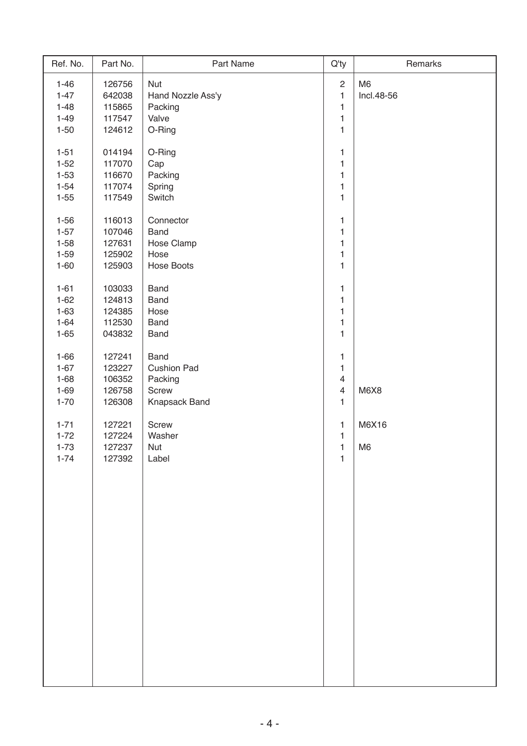| Ref. No. | Part No. | Part Name | Q'ty | Remarks |
| --- | --- | --- | --- | --- |
| 1-46 | 126756 | Nut | 2 | M6 |
| 1-47 | 642038 | Hand Nozzle Ass'y | 1 | Incl.48-56 |
| 1-48 | 115865 | Packing | 1 | |
| 1-49 | 117547 | Valve | 1 | |
| 1-50 | 124612 | O-Ring | 1 | |
| 1-51 | 014194 | O-Ring | 1 | |
| 1-52 | 117070 | Cap | 1 | |
| 1-53 | 116670 | Packing | 1 | |
| 1-54 | 117074 | Spring | 1 | |
| 1-55 | 117549 | Switch | 1 | |
| 1-56 | 116013 | Connector | 1 | |
| 1-57 | 107046 | Band | 1 | |
| 1-58 | 127631 | Hose Clamp | 1 | |
| 1-59 | 125902 | Hose | 1 | |
| 1-60 | 125903 | Hose Boots | 1 | |
| 1-61 | 103033 | Band | 1 | |
| 1-62 | 124813 | Band | 1 | |
| 1-63 | 124385 | Hose | 1 | |
| 1-64 | 112530 | Band | 1 | |
| 1-65 | 043832 | Band | 1 | |
| 1-66 | 127241 | Band | 1 | |
| 1-67 | 123227 | Cushion Pad | 1 | |
| 1-68 | 106352 | Packing | 4 | |
| 1-69 | 126758 | Screw | 4 | M6X8 |
| 1-70 | 126308 | Knapsack Band | 1 | |
| 1-71 | 127221 | Screw | 1 | M6X16 |
| 1-72 | 127224 | Washer | 1 | |
| 1-73 | 127237 | Nut | 1 | M6 |
| 1-74 | 127392 | Label | 1 | |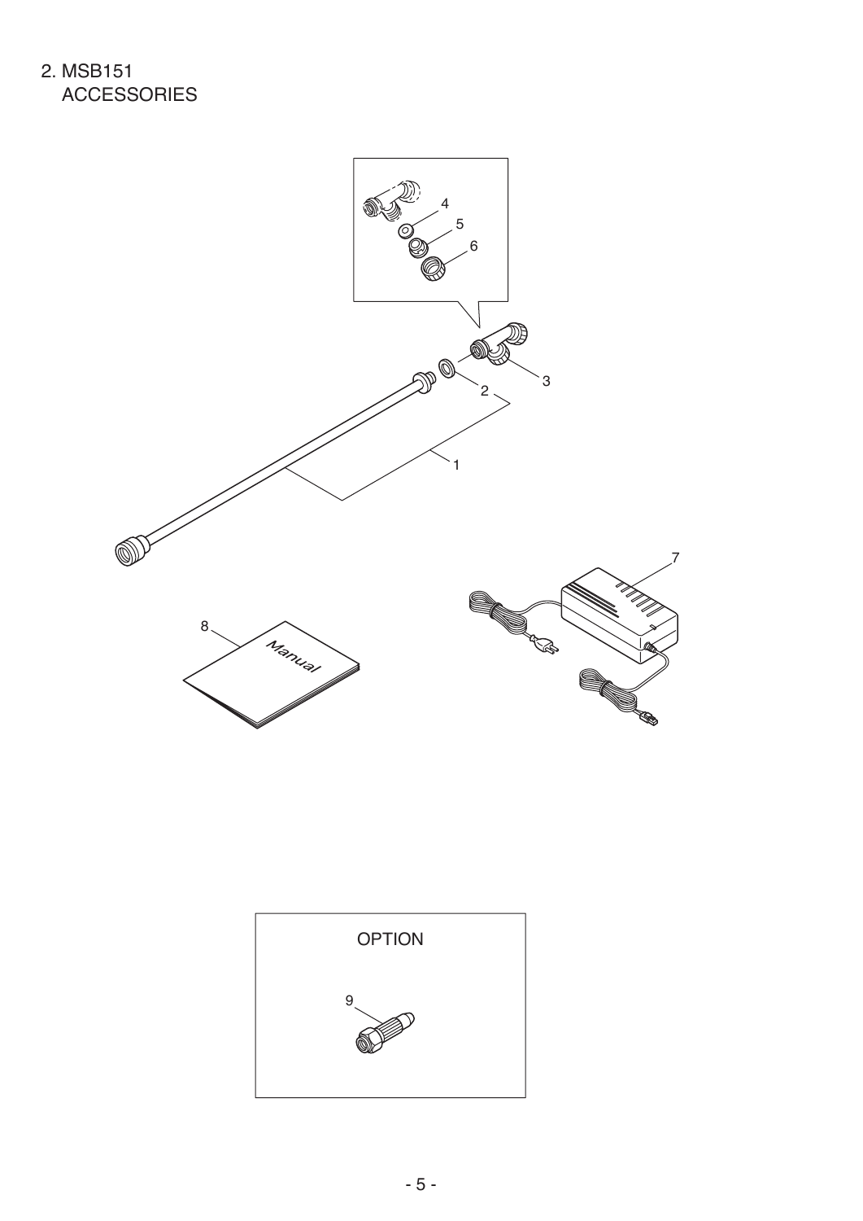## 2. MSB151
## ACCESSORIES

OPTION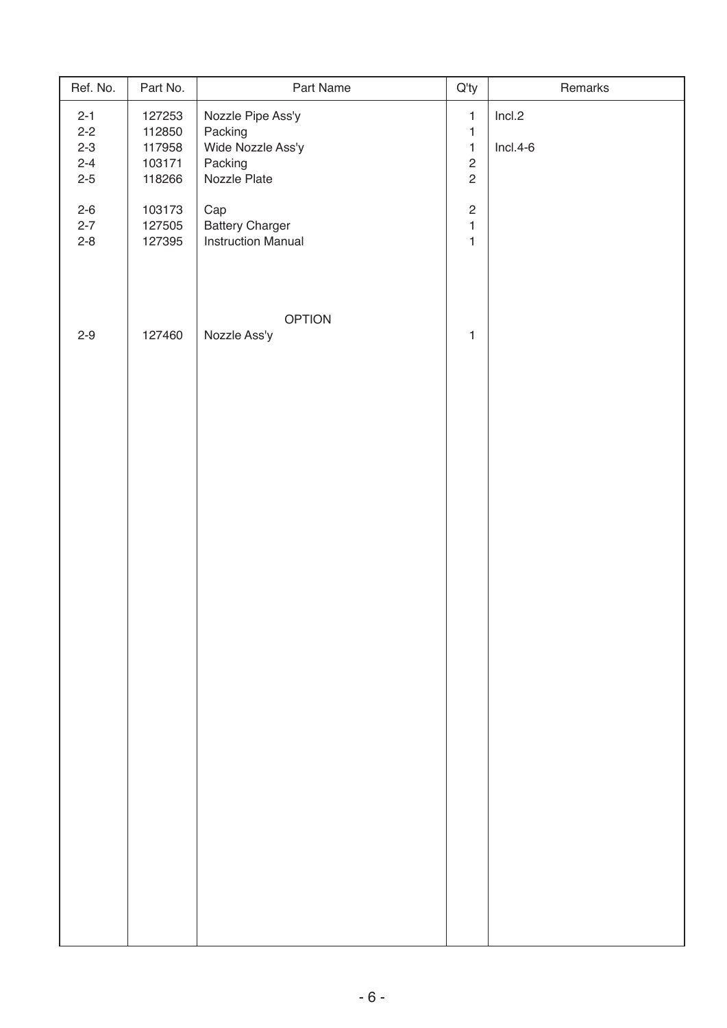| Ref. No. | Part No. | Part Name | Q'ty | Remarks |
|---|---|---|---|---|
| 2-1 | 127253 | Nozzle Pipe Ass'y | 1 | Incl.2 |
| 2-2 | 112850 | Packing | 1 | |
| 2-3 | 117958 | Wide Nozzle Ass'y | 1 | Incl.4-6 |
| 2-4 | 103171 | Packing | 2 | |
| 2-5 | 118266 | Nozzle Plate | 2 | |
| 2-6 | 103173 | Cap | 2 | |
| 2-7 | 127505 | Battery Charger | 1 | |
| 2-8 | 127395 | Instruction Manual | 1 | |
| | | OPTION | | |
| 2-9 | 127460 | Nozzle Ass'y | 1 | |